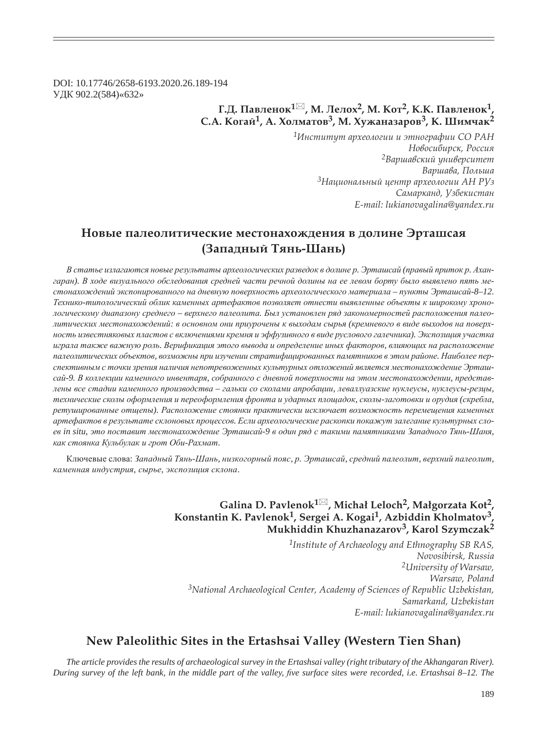DOI: 10.17746/2658-6193.2020.26.189-194
УДК 902.2(584)«632»

**Г.Д. Павленок[1]✉, М. Лелох[2], М. Кот[2], К.К. Павленок[1], С.А. Когай[1], А. Холматов[3], М. Хужаназаров[3], К. Шимчак[2]**

*[1]Институт археологии и этнографии СО РАН*
*Новосибирск, Россия*
*[2]Варшавский университет*
*Варшава, Польша*
*[3]Национальный центр археологии АН РУз*
*Самарканд, Узбекистан*
*E-mail: lukianovagalina@yandex.ru*

# Новые палеолитические местонахождения в долине Эрташсая (Западный Тянь-Шань)

*В статье излагаются новые результаты археологических разведок в долине р. Эрташсай (правый приток р. Ахангаран). В ходе визуального обследования средней части речной долины на ее левом борту было выявлено пять местонахождений экспонированного на дневную поверхность археологического материала – пункты Эрташсай-8–12. Технико-типологический облик каменных артефактов позволяет отнести выявленные объекты к широкому хронологическому диапазону среднего – верхнего палеолита. Был установлен ряд закономерностей расположения палеолитических местонахождений: в основном они приурочены к выходам сырья (кремневого в виде выходов на поверхность известняковых пластов с включениями кремня и эффузивного в виде руслового галечника). Экспозиция участка играла также важную роль. Верификация этого вывода и определение иных факторов, влияющих на расположение палеолитических объектов, возможны при изучении стратифицированных памятников в этом районе. Наиболее перспективным с точки зрения наличия непотревоженных культурных отложений является местонахождение Эрташсай-9. В коллекции каменного инвентаря, собранного с дневной поверхности на этом местонахождении, представлены все стадии каменного производства – гальки со сколами апробации, леваллуазские нуклеусы, нуклеусы-резцы, технические сколы оформления и переоформления фронта и ударных площадок, сколы-заготовки и орудия (скребла, ретушированные отщепы). Расположение стоянки практически исключает возможность перемещения каменных артефактов в результате склоновых процессов. Если археологические раскопки покажут залегание культурных слоев in situ, это поставит местонахождение Эрташсай-9 в один ряд с такими памятниками Западного Тянь-Шаня, как стоянка Кульбулак и грот Оби-Рахмат.*

Ключевые слова: *Западный Тянь-Шань, низкогорный пояс, р. Эрташсай, средний палеолит, верхний палеолит, каменная индустрия, сырье, экспозиция склона.*

**Galina D. Pavlenok[1]✉, Michał Leloch[2], Małgorzata Kot[2], Konstantin K. Pavlenok[1], Sergei A. Kogai[1], Azbiddin Kholmatov[3], Mukhiddin Khuzhanazarov[3], Karol Szymczak[2]**

*[1]Institute of Archaeology and Ethnography SB RAS,*
*Novosibirsk, Russia*
*[2]University of Warsaw,*
*Warsaw, Poland*
*[3]National Archaeological Center, Academy of Sciences of Republic Uzbekistan,*
*Samarkand, Uzbekistan*
*E-mail: lukianovagalina@yandex.ru*

# New Paleolithic Sites in the Ertashsai Valley (Western Tien Shan)

*The article provides the results of archaeological survey in the Ertashsai valley (right tributary of the Akhangaran River). During survey of the left bank, in the middle part of the valley, five surface sites were recorded, i.e. Ertashsai 8–12. The*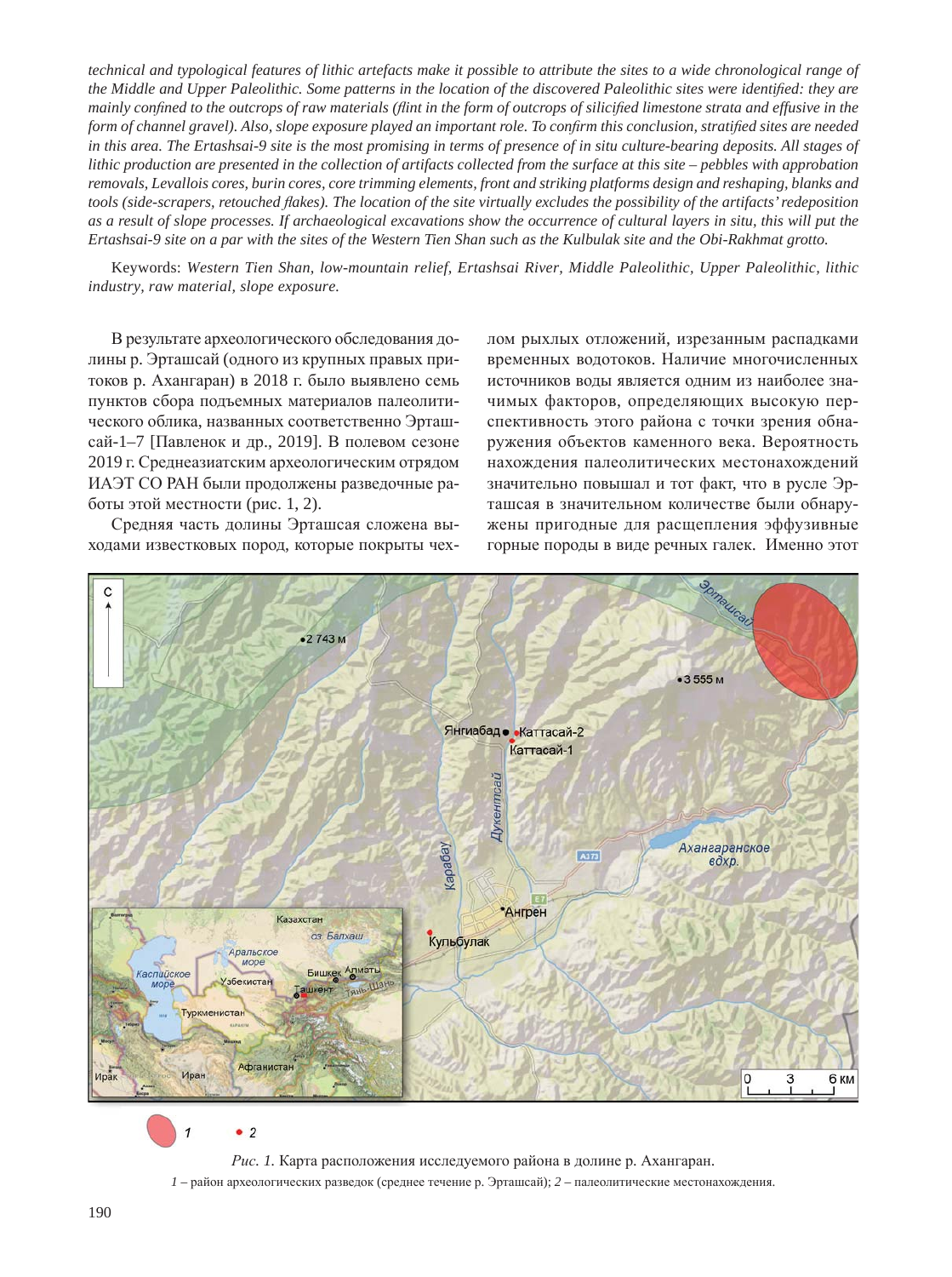*technical and typological features of lithic artefacts make it possible to attribute the sites to a wide chronological range of the Middle and Upper Paleolithic. Some patterns in the location of the discovered Paleolithic sites were identified: they are mainly confined to the outcrops of raw materials (flint in the form of outcrops of silicified limestone strata and effusive in the form of channel gravel). Also, slope exposure played an important role. To confirm this conclusion, stratified sites are needed in this area. The Ertashsai-9 site is the most promising in terms of presence of in situ culture-bearing deposits. All stages of lithic production are presented in the collection of artifacts collected from the surface at this site – pebbles with approbation removals, Levallois cores, burin cores, core trimming elements, front and striking platforms design and reshaping, blanks and tools (side-scrapers, retouched flakes). The location of the site virtually excludes the possibility of the artifacts' redeposition as a result of slope processes. If archaeological excavations show the occurrence of cultural layers in situ, this will put the Ertashsai-9 site on a par with the sites of the Western Tien Shan such as the Kulbulak site and the Obi-Rakhmat grotto.*

Keywords: *Western Tien Shan, low-mountain relief, Ertashsai River, Middle Paleolithic, Upper Paleolithic, lithic industry, raw material, slope exposure.*

В результате археологического обследования долины р. Эрташсай (одного из крупных правых притоков р. Ахангаран) в 2018 г. было выявлено семь пунктов сбора подъемных материалов палеолитического облика, названных соответственно Эрташсай-1–7 [Павленок и др., 2019]. В полевом сезоне 2019 г. Среднеазиатским археологическим отрядом ИАЭТ СО РАН были продолжены разведочные работы этой местности (рис. 1, 2).

Средняя часть долины Эрташсая сложена выходами известковых пород, которые покрыты чехлом рыхлых отложений, изрезанным распадками временных водотоков. Наличие многочисленных источников воды является одним из наиболее значимых факторов, определяющих высокую перспективность этого района с точки зрения обнаружения объектов каменного века. Вероятность нахождения палеолитических местонахождений значительно повышал и тот факт, что в русле Эрташсая в значительном количестве были обнаружены пригодные для расщепления эффузивные горные породы в виде речных галек. Именно этот

*Рис. 1.* Карта расположения исследуемого района в долине р. Ахангаран.

*1* – район археологических разведок (среднее течение р. Эрташсай); *2* – палеолитические местонахождения.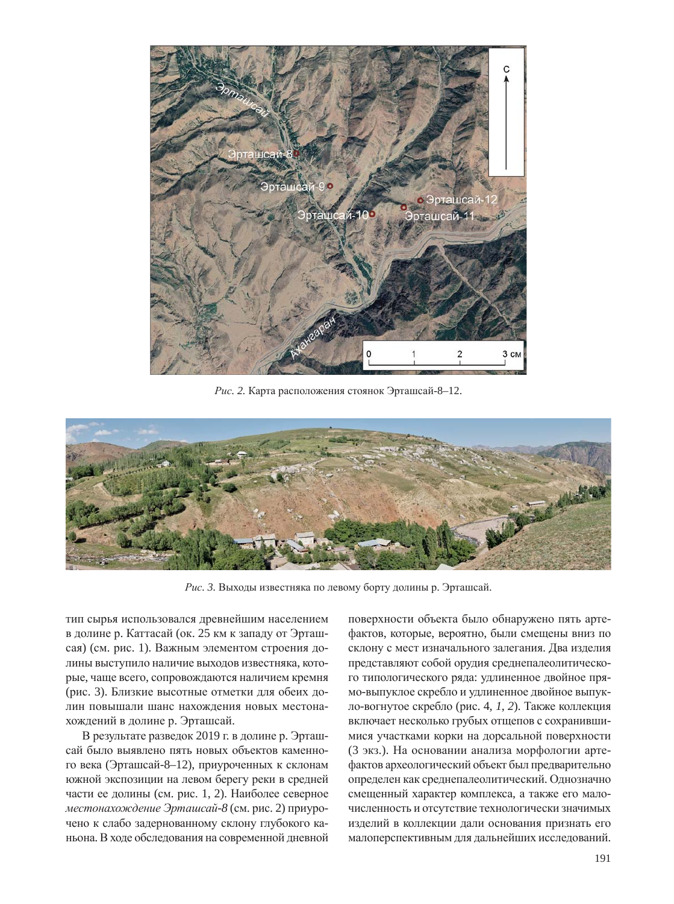Рис. 2. Карта расположения стоянок Эрташсай-8–12.

Рис. 3. Выходы известняка по левому борту долины р. Эрташсай.

тип сырья использовался древнейшим населением в долине р. Каттасай (ок. 25 км к западу от Эрташсая) (см. рис. 1). Важным элементом строения долины выступило наличие выходов известняка, которые, чаще всего, сопровождаются наличием кремня (рис. 3). Близкие высотные отметки для обеих долин повышали шанс нахождения новых местонахождений в долине р. Эрташсай.

В результате разведок 2019 г. в долине р. Эрташсай было выявлено пять новых объектов каменного века (Эрташсай-8–12), приуроченных к склонам южной экспозиции на левом берегу реки в средней части ее долины (см. рис. 1, 2). Наиболее северное *местонахождение Эрташсай-8* (см. рис. 2) приурочено к слабо задернованному склону глубокого каньона. В ходе обследования на современной дневной поверхности объекта было обнаружено пять артефактов, которые, вероятно, были смещены вниз по склону с мест изначального залегания. Два изделия представляют собой орудия среднепалеолитического типологического ряда: удлиненное двойное прямо-выпуклое скребло и удлиненное двойное выпукло-вогнутое скребло (рис. 4, *1, 2*). Также коллекция включает несколько грубых отщепов с сохранившимися участками корки на дорсальной поверхности (3 экз.). На основании анализа морфологии артефактов археологический объект был предварительно определен как среднепалеолитический. Однозначно смещенный характер комплекса, а также его малочисленность и отсутствие технологически значимых изделий в коллекции дали основания признать его малоперспективным для дальнейших исследований.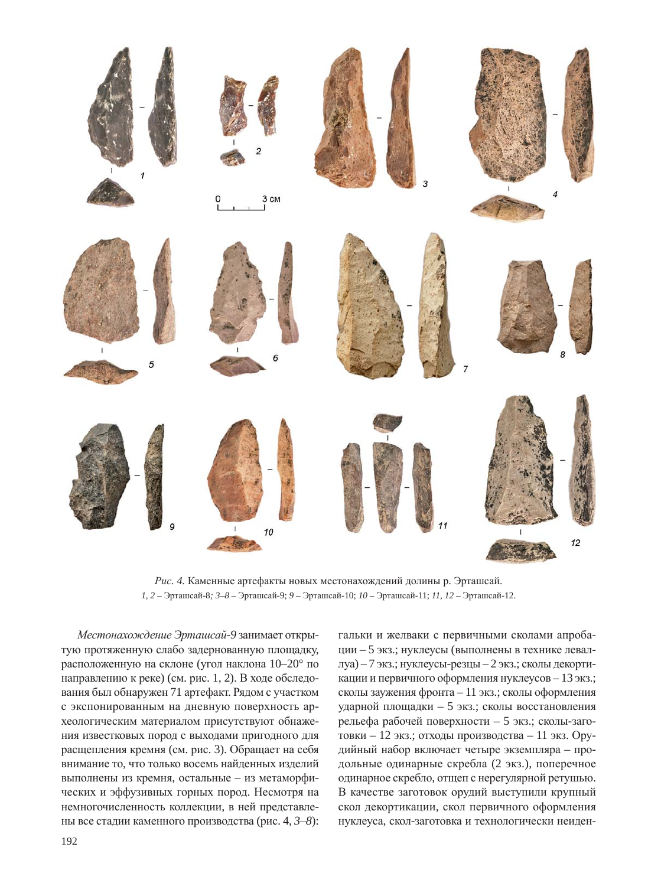*Рис. 4.* Каменные артефакты новых местонахождений долины р. Эрташсай.
*1, 2* – Эрташсай-8; *3–8* – Эрташсай-9; *9* – Эрташсай-10; *10* – Эрташсай-11; *11, 12* – Эрташсай-12.

*Местонахождение Эрташсай-9* занимает открытую протяженную слабо задернованную площадку, расположенную на склоне (угол наклона 10–20° по направлению к реке) (см. рис. 1, 2). В ходе обследования был обнаружен 71 артефакт. Рядом с участком с экспонированным на дневную поверхность археологическим материалом присутствуют обнажения известковых пород с выходами пригодного для расщепления кремня (см. рис. 3). Обращает на себя внимание то, что только восемь найденных изделий выполнены из кремня, остальные – из метаморфических и эффузивных горных пород. Несмотря на немногочисленность коллекции, в ней представлены все стадии каменного производства (рис. 4, *3–8*): гальки и желваки с первичными сколами апробации – 5 экз.; нуклеусы (выполнены в технике леваллуа) – 7 экз.; нуклеусы-резцы – 2 экз.; сколы декортикации и первичного оформления нуклеусов – 13 экз.; сколы заужения фронта – 11 экз.; сколы оформления ударной площадки – 5 экз.; сколы восстановления рельефа рабочей поверхности – 5 экз.; сколы-заготовки – 12 экз.; отходы производства – 11 экз. Орудийный набор включает четыре экземпляра – продольные одинарные скребла (2 экз.), поперечное одинарное скребло, отщеп с нерегулярной ретушью. В качестве заготовок орудий выступили крупный скол декортикации, скол первичного оформления нуклеуса, скол-заготовка и технологически неиден-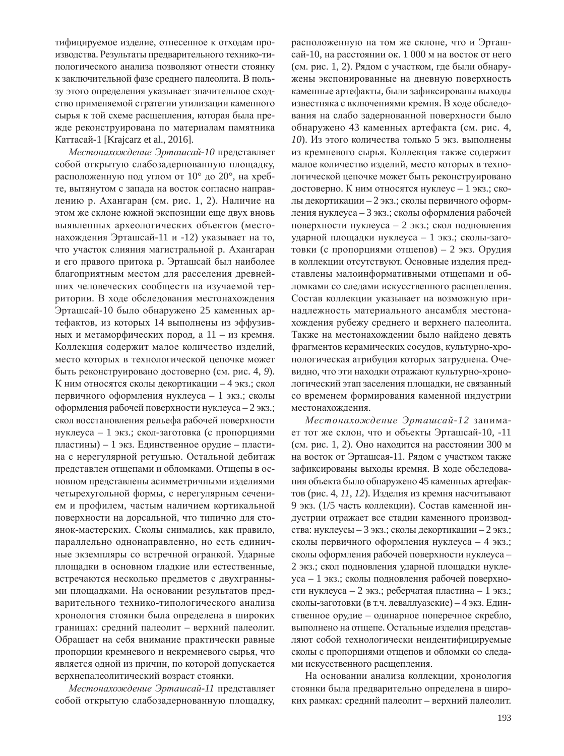тифицируемое изделие, отнесенное к отходам производства. Результаты предварительного технико-типологического анализа позволяют отнести стоянку к заключительной фазе среднего палеолита. В пользу этого определения указывает значительное сходство применяемой стратегии утилизации каменного сырья к той схеме расщепления, которая была прежде реконструирована по материалам памятника Каттасай-1 [Krajcarz et al., 2016].

*Местонахождение Эрташсай-10* представляет собой открытую слабозадернованную площадку, расположенную под углом от 10° до 20°, на хребте, вытянутом с запада на восток согласно направлению р. Ахангаран (см. рис. 1, 2). Наличие на этом же склоне южной экспозиции еще двух вновь выявленных археологических объектов (местонахождения Эрташсай-11 и -12) указывает на то, что участок слияния магистральной р. Ахангаран и его правого притока р. Эрташсай был наиболее благоприятным местом для расселения древнейших человеческих сообществ на изучаемой территории. В ходе обследования местонахождения Эрташсай-10 было обнаружено 25 каменных артефактов, из которых 14 выполнены из эффузивных и метаморфических пород, а 11 – из кремня. Коллекция содержит малое количество изделий, место которых в технологической цепочке может быть реконструировано достоверно (см. рис. 4, *9*). К ним относятся сколы декортикации – 4 экз.; скол первичного оформления нуклеуса – 1 экз.; сколы оформления рабочей поверхности нуклеуса – 2 экз.; скол восстановления рельефа рабочей поверхности нуклеуса – 1 экз.; скол-заготовка (с пропорциями пластины) – 1 экз. Единственное орудие – пластина с нерегулярной ретушью. Остальной дебитаж представлен отщепами и обломками. Отщепы в основном представлены асимметричными изделиями четырехугольной формы, с нерегулярным сечением и профилем, частым наличием кортикальной поверхности на дорсальной, что типично для стоянок-мастерских. Сколы снимались, как правило, параллельно однонаправленно, но есть единичные экземпляры со встречной огранкой. Ударные площадки в основном гладкие или естественные, встречаются несколько предметов с двухгранными площадками. На основании результатов предварительного технико-типологического анализа хронология стоянки была определена в широких границах: средний палеолит – верхний палеолит. Обращает на себя внимание практически равные пропорции кремневого и некремневого сырья, что является одной из причин, по которой допускается верхнепалеолитический возраст стоянки.

*Местонахождение Эрташсай-11* представляет собой открытую слабозадернованную площадку, расположенную на том же склоне, что и Эрташсай-10, на расстоянии ок. 1 000 м на восток от него (см. рис. 1, 2). Рядом с участком, где были обнаружены экспонированные на дневную поверхность каменные артефакты, были зафиксированы выходы известняка с включениями кремня. В ходе обследования на слабо задернованной поверхности было обнаружено 43 каменных артефакта (см. рис. 4, *10*). Из этого количества только 5 экз. выполнены из кремневого сырья. Коллекция также содержит малое количество изделий, место которых в технологической цепочке может быть реконструировано достоверно. К ним относятся нуклеус – 1 экз.; сколы декортикации – 2 экз.; сколы первичного оформления нуклеуса – 3 экз.; сколы оформления рабочей поверхности нуклеуса – 2 экз.; скол подновления ударной площадки нуклеуса – 1 экз.; сколы-заготовки (с пропорциями отщепов) – 2 экз. Орудия в коллекции отсутствуют. Основные изделия представлены малоинформативными отщепами и обломками со следами искусственного расщепления. Состав коллекции указывает на возможную принадлежность материального ансамбля местонахождения рубежу среднего и верхнего палеолита. Также на местонахождении было найдено девять фрагментов керамических сосудов, культурно-хронологическая атрибуция которых затруднена. Очевидно, что эти находки отражают культурно-хронологический этап заселения площадки, не связанный со временем формирования каменной индустрии местонахождения.

*Местонахождение Эрташсай-12* занимает тот же склон, что и объекты Эрташсай-10, -11 (см. рис. 1, 2). Оно находится на расстоянии 300 м на восток от Эрташсая-11. Рядом с участком также зафиксированы выходы кремня. В ходе обследования объекта было обнаружено 45 каменных артефактов (рис. 4, *11*, *12*). Изделия из кремня насчитывают 9 экз. (1/5 часть коллекции). Состав каменной индустрии отражает все стадии каменного производства: нуклеусы – 3 экз.; сколы декортикации – 2 экз.; сколы первичного оформления нуклеуса – 4 экз.; сколы оформления рабочей поверхности нуклеуса – 2 экз.; скол подновления ударной площадки нуклеуса – 1 экз.; сколы подновления рабочей поверхности нуклеуса – 2 экз.; реберчатая пластина – 1 экз.; сколы-заготовки (в т.ч. леваллуазские) – 4 экз. Единственное орудие – одинарное поперечное скребло, выполнено на отщепе. Остальные изделия представляют собой технологически неидентифицируемые сколы с пропорциями отщепов и обломки со следами искусственного расщепления.

На основании анализа коллекции, хронология стоянки была предварительно определена в широких рамках: средний палеолит – верхний палеолит.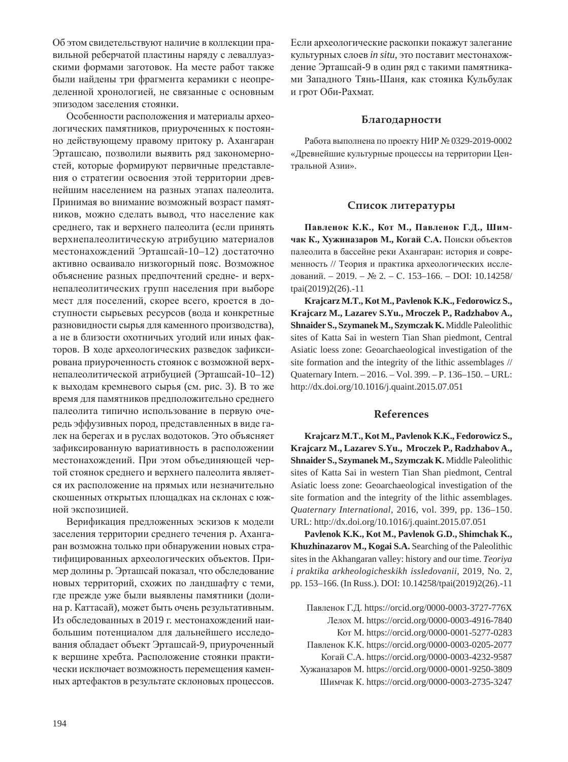Об этом свидетельствуют наличие в коллекции правильной реберчатой пластины наряду с леваллуазскими формами заготовок. На месте работ также были найдены три фрагмента керамики с неопределенной хронологией, не связанные с основным эпизодом заселения стоянки.

Особенности расположения и материалы археологических памятников, приуроченных к постоянно действующему правому притоку р. Ахангаран Эрташсаю, позволили выявить ряд закономерностей, которые формируют первичные представления о стратегии освоения этой территории древнейшим населением на разных этапах палеолита. Принимая во внимание возможный возраст памятников, можно сделать вывод, что население как среднего, так и верхнего палеолита (если принять верхнепалеолитическую атрибуцию материалов местонахождений Эрташсай-10–12) достаточно активно осваивало низкогорный пояс. Возможное объяснение разных предпочтений средне- и верхнепалеолитических групп населения при выборе мест для поселений, скорее всего, кроется в доступности сырьевых ресурсов (вода и конкретные разновидности сырья для каменного производства), а не в близости охотничьих угодий или иных факторов. В ходе археологических разведок зафиксирована приуроченность стоянок с возможной верхнепалеолитической атрибуцией (Эрташсай-10–12) к выходам кремневого сырья (см. рис. 3). В то же время для памятников предположительно среднего палеолита типично использование в первую очередь эффузивных пород, представленных в виде галек на берегах и в руслах водотоков. Это объясняет зафиксированную вариативность в расположении местонахождений. При этом объединяющей чертой стоянок среднего и верхнего палеолита является их расположение на прямых или незначительно скошенных открытых площадках на склонах с южной экспозицией.

Верификация предложенных эскизов к модели заселения территории среднего течения р. Ахангаран возможна только при обнаружении новых стратифицированных археологических объектов. Пример долины р. Эрташсай показал, что обследование новых территорий, схожих по ландшафту с теми, где прежде уже были выявлены памятники (долина р. Каттасай), может быть очень результативным. Из обследованных в 2019 г. местонахождений наибольшим потенциалом для дальнейшего исследования обладает объект Эрташсай-9, приуроченный к вершине хребта. Расположение стоянки практически исключает возможность перемещения каменных артефактов в результате склоновых процессов. Если археологические раскопки покажут залегание культурных слоев *in situ*, это поставит местонахождение Эрташсай-9 в один ряд с такими памятниками Западного Тянь-Шаня, как стоянка Кульбулак и грот Оби-Рахмат.

## Благодарности

Работа выполнена по проекту НИР № 0329-2019-0002 «Древнейшие культурные процессы на территории Центральной Азии».

## Список литературы

**Павленок К.К., Кот М., Павленок Г.Д., Шимчак К., Хужиназаров М., Когай С.А.** Поиски объектов палеолита в бассейне реки Ахангаран: история и современность // Теория и практика археологических исследований. – 2019. – № 2. – С. 153–166. – DOI: 10.14258/tpai(2019)2(26).-11

**Krajcarz M.T., Kot M., Pavlenok K.K., Fedorowicz S., Krajcarz M., Lazarev S.Yu., Mroczek P., Radzhabov A., Shnaider S., Szymanek M., Szymczak K.** Middle Paleolithic sites of Katta Sai in western Tian Shan piedmont, Central Asiatic loess zone: Geoarchaeological investigation of the site formation and the integrity of the lithic assemblages // Quaternary Intern. – 2016. – Vol. 399. – P. 136–150. – URL: http://dx.doi.org/10.1016/j.quaint.2015.07.051

## References

**Krajcarz M.T., Kot M., Pavlenok K.K., Fedorowicz S., Krajcarz M., Lazarev S.Yu., Mroczek P., Radzhabov A., Shnaider S., Szymanek M., Szymczak K.** Middle Paleolithic sites of Katta Sai in western Tian Shan piedmont, Central Asiatic loess zone: Geoarchaeological investigation of the site formation and the integrity of the lithic assemblages. *Quaternary International*, 2016, vol. 399, pp. 136–150. URL: http://dx.doi.org/10.1016/j.quaint.2015.07.051

**Pavlenok K.K., Kot M., Pavlenok G.D., Shimchak K., Khuzhinazarov M., Kogai S.A.** Searching of the Paleolithic sites in the Akhangaran valley: history and our time. *Teoriya i praktika arkheologicheskikh issledovanii*, 2019, No. 2, pp. 153–166. (In Russ.). DOI: 10.14258/tpai(2019)2(26).-11

Павленок Г.Д. https://orcid.org/0000-0003-3727-776X
Лелох М. https://orcid.org/0000-0003-4916-7840
Кот М. https://orcid.org/0000-0001-5277-0283
Павленок К.К. https://orcid.org/0000-0003-0205-2077
Когай С.А. https://orcid.org/0000-0003-4232-9587
Хужаназаров М. https://orcid.org/0000-0001-9250-3809
Шимчак К. https://orcid.org/0000-0003-2735-3247